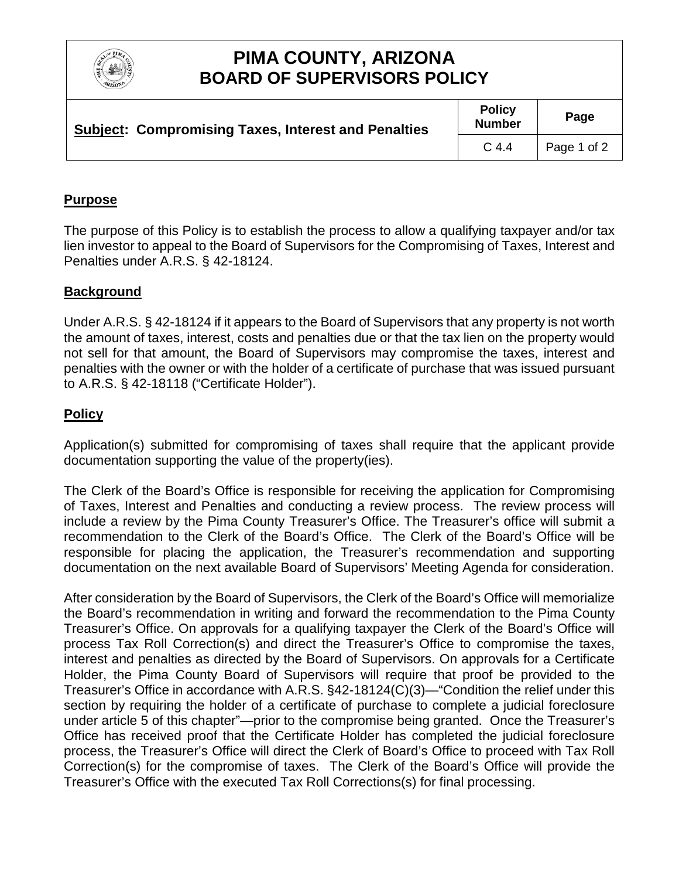# PIMA COUNTY, ARIZONA
# BOARD OF SUPERVISORS POLICY

| **Subject: Compromising Taxes, Interest and Penalties** | **Policy Number** | **Page** |
| --- | --- | --- |
| | C 4.4 | Page 1 of 2 |

## Purpose

The purpose of this Policy is to establish the process to allow a qualifying taxpayer and/or tax lien investor to appeal to the Board of Supervisors for the Compromising of Taxes, Interest and Penalties under A.R.S. § 42-18124.

## Background

Under A.R.S. § 42-18124 if it appears to the Board of Supervisors that any property is not worth the amount of taxes, interest, costs and penalties due or that the tax lien on the property would not sell for that amount, the Board of Supervisors may compromise the taxes, interest and penalties with the owner or with the holder of a certificate of purchase that was issued pursuant to A.R.S. § 42-18118 ("Certificate Holder").

## Policy

Application(s) submitted for compromising of taxes shall require that the applicant provide documentation supporting the value of the property(ies).

The Clerk of the Board's Office is responsible for receiving the application for Compromising of Taxes, Interest and Penalties and conducting a review process. The review process will include a review by the Pima County Treasurer's Office. The Treasurer's office will submit a recommendation to the Clerk of the Board's Office. The Clerk of the Board's Office will be responsible for placing the application, the Treasurer's recommendation and supporting documentation on the next available Board of Supervisors' Meeting Agenda for consideration.

After consideration by the Board of Supervisors, the Clerk of the Board's Office will memorialize the Board's recommendation in writing and forward the recommendation to the Pima County Treasurer's Office. On approvals for a qualifying taxpayer the Clerk of the Board's Office will process Tax Roll Correction(s) and direct the Treasurer's Office to compromise the taxes, interest and penalties as directed by the Board of Supervisors. On approvals for a Certificate Holder, the Pima County Board of Supervisors will require that proof be provided to the Treasurer's Office in accordance with A.R.S. §42-18124(C)(3)—"Condition the relief under this section by requiring the holder of a certificate of purchase to complete a judicial foreclosure under article 5 of this chapter"—prior to the compromise being granted. Once the Treasurer's Office has received proof that the Certificate Holder has completed the judicial foreclosure process, the Treasurer's Office will direct the Clerk of Board's Office to proceed with Tax Roll Correction(s) for the compromise of taxes. The Clerk of the Board's Office will provide the Treasurer's Office with the executed Tax Roll Corrections(s) for final processing.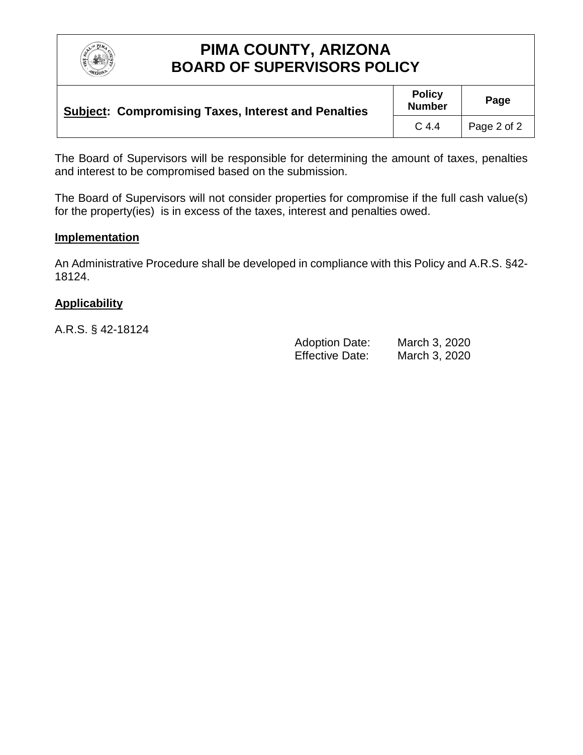The Board of Supervisors will be responsible for determining the amount of taxes, penalties and interest to be compromised based on the submission.

The Board of Supervisors will not consider properties for compromise if the full cash value(s) for the property(ies) is in excess of the taxes, interest and penalties owed.

## Implementation

An Administrative Procedure shall be developed in compliance with this Policy and A.R.S. §42-18124.

## Applicability

A.R.S. § 42-18124

Adoption Date: March 3, 2020
Effective Date: March 3, 2020